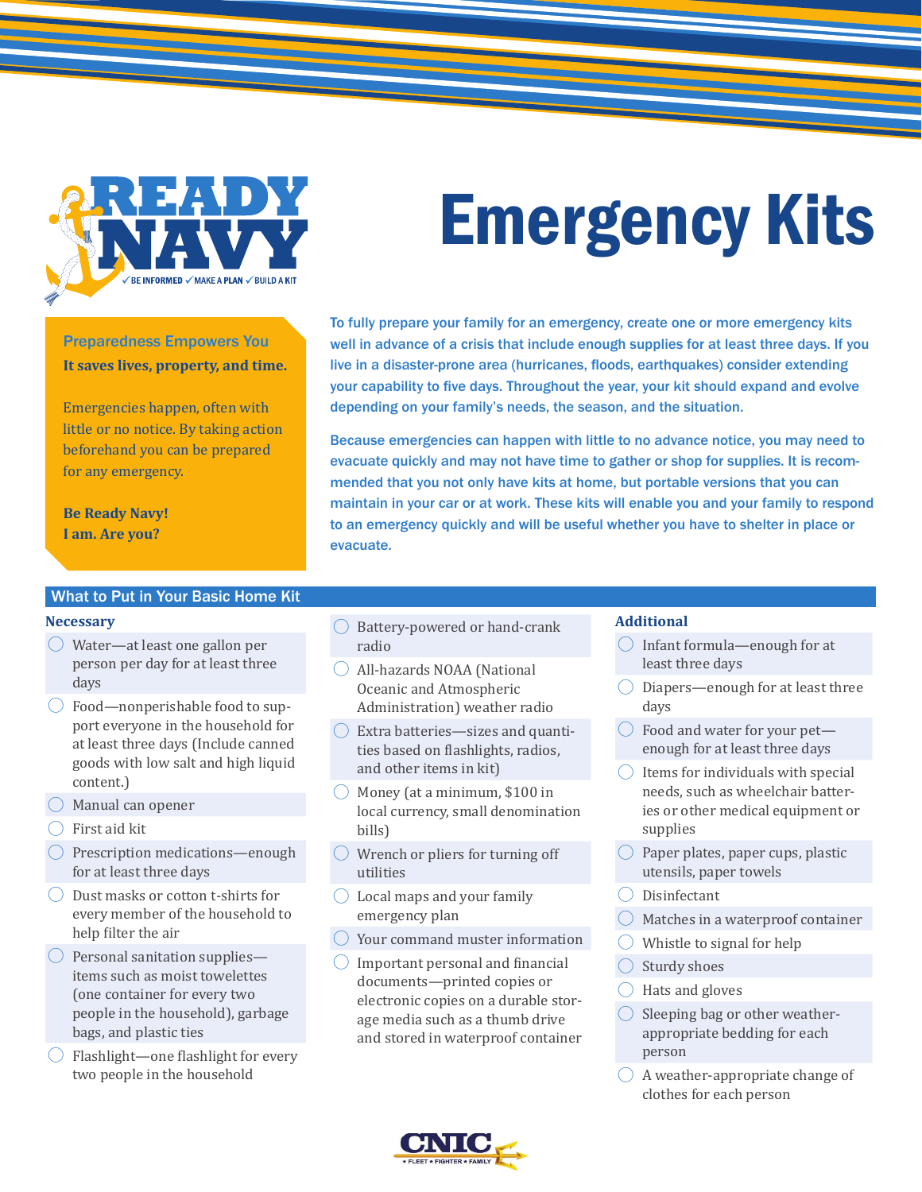READY NAVY

✓ BE INFORMED ✓ MAKE A PLAN ✓ BUILD A KIT

# Emergency Kits

**Preparedness Empowers You**

**It saves lives, property, and time.**

Emergencies happen, often with little or no notice. By taking action beforehand you can be prepared for any emergency.

**Be Ready Navy!**
**I am. Are you?**

To fully prepare your family for an emergency, create one or more emergency kits well in advance of a crisis that include enough supplies for at least three days. If you live in a disaster-prone area (hurricanes, floods, earthquakes) consider extending your capability to five days. Throughout the year, your kit should expand and evolve depending on your family's needs, the season, and the situation.

Because emergencies can happen with little to no advance notice, you may need to evacuate quickly and may not have time to gather or shop for supplies. It is recommended that you not only have kits at home, but portable versions that you can maintain in your car or at work. These kits will enable you and your family to respond to an emergency quickly and will be useful whether you have to shelter in place or evacuate.

## What to Put in Your Basic Home Kit

### Necessary

- Water—at least one gallon per person per day for at least three days
- Food—nonperishable food to support everyone in the household for at least three days (Include canned goods with low salt and high liquid content.)
- Manual can opener
- First aid kit
- Prescription medications—enough for at least three days
- Dust masks or cotton t-shirts for every member of the household to help filter the air
- Personal sanitation supplies—items such as moist towelettes (one container for every two people in the household), garbage bags, and plastic ties
- Flashlight—one flashlight for every two people in the household
- Battery-powered or hand-crank radio
- All-hazards NOAA (National Oceanic and Atmospheric Administration) weather radio
- Extra batteries—sizes and quantities based on flashlights, radios, and other items in kit)
- Money (at a minimum, $100 in local currency, small denomination bills)
- Wrench or pliers for turning off utilities
- Local maps and your family emergency plan
- Your command muster information
- Important personal and financial documents—printed copies or electronic copies on a durable storage media such as a thumb drive and stored in waterproof container

### Additional

- Infant formula—enough for at least three days
- Diapers—enough for at least three days
- Food and water for your pet—enough for at least three days
- Items for individuals with special needs, such as wheelchair batteries or other medical equipment or supplies
- Paper plates, paper cups, plastic utensils, paper towels
- Disinfectant
- Matches in a waterproof container
- Whistle to signal for help
- Sturdy shoes
- Hats and gloves
- Sleeping bag or other weather-appropriate bedding for each person
- A weather-appropriate change of clothes for each person

CNIC
FLEET ★ FIGHTER ★ FAMILY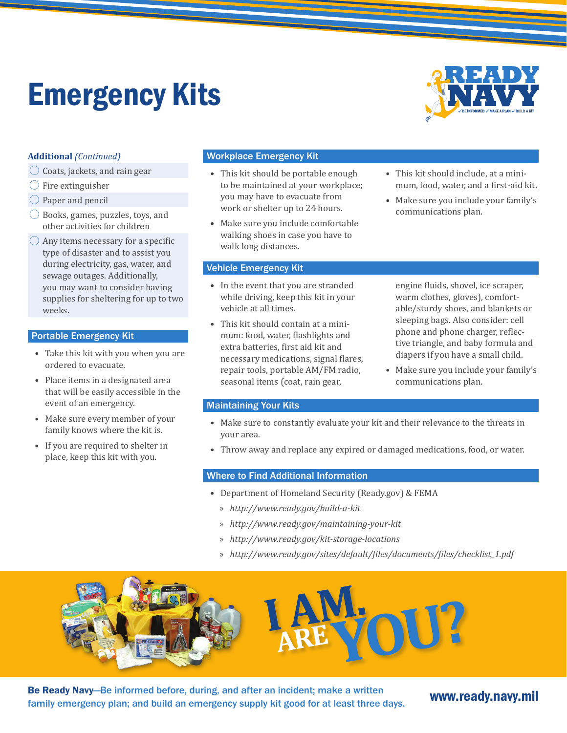# Emergency Kits

READY NAVY
✓ BE INFORMED ✓ MAKE A PLAN ✓ BUILD A KIT

**Additional** *(Continued)*

- ◯ Coats, jackets, and rain gear
- ◯ Fire extinguisher
- ◯ Paper and pencil
- ◯ Books, games, puzzles, toys, and other activities for children
- ◯ Any items necessary for a specific type of disaster and to assist you during electricity, gas, water, and sewage outages. Additionally, you may want to consider having supplies for sheltering for up to two weeks.

## Portable Emergency Kit

- Take this kit with you when you are ordered to evacuate.
- Place items in a designated area that will be easily accessible in the event of an emergency.
- Make sure every member of your family knows where the kit is.
- If you are required to shelter in place, keep this kit with you.

## Workplace Emergency Kit

- This kit should be portable enough to be maintained at your workplace; you may have to evacuate from work or shelter up to 24 hours.
- Make sure you include comfortable walking shoes in case you have to walk long distances.
- This kit should include, at a minimum, food, water, and a first-aid kit.
- Make sure you include your family's communications plan.

## Vehicle Emergency Kit

- In the event that you are stranded while driving, keep this kit in your vehicle at all times.
- This kit should contain at a minimum: food, water, flashlights and extra batteries, first aid kit and necessary medications, signal flares, repair tools, portable AM/FM radio, seasonal items (coat, rain gear, engine fluids, shovel, ice scraper, warm clothes, gloves), comfortable/sturdy shoes, and blankets or sleeping bags. Also consider: cell phone and phone charger, reflective triangle, and baby formula and diapers if you have a small child.
- Make sure you include your family's communications plan.

## Maintaining Your Kits

- Make sure to constantly evaluate your kit and their relevance to the threats in your area.
- Throw away and replace any expired or damaged medications, food, or water.

## Where to Find Additional Information

- Department of Homeland Security (Ready.gov) & FEMA
  - *http://www.ready.gov/build-a-kit*
  - *http://www.ready.gov/maintaining-your-kit*
  - *http://www.ready.gov/kit-storage-locations*
  - *http://www.ready.gov/sites/default/files/documents/files/checklist_1.pdf*

I AM. ARE YOU?

**Be Ready Navy**—Be informed before, during, and after an incident; make a written family emergency plan; and build an emergency supply kit good for at least three days.

**www.ready.navy.mil**